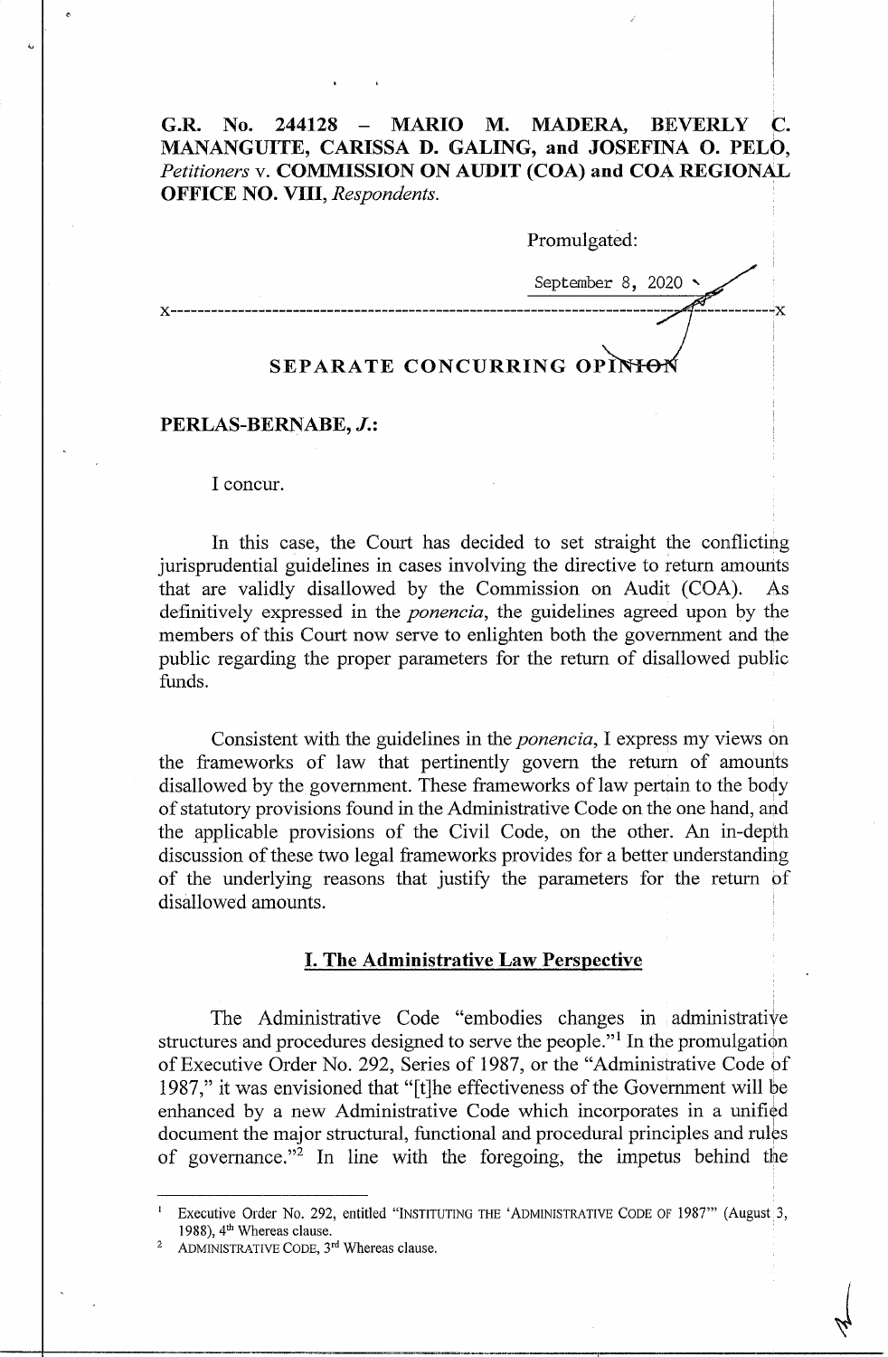**G.R. No. 244128 – MARIO M. MADERA, BEVERLY C. MANANGUITE, CARISSA D. GALING, and JOSEFINA O. PELO,** *Petitioners* v. **COMMISSION ON AUDIT (COA) and COA REGIONAL OFFICE NO. VIII,** *Respondents.*

Promulgated:

September 8, 2020

x-----------------------------------------------------------------------------------------x

## SEPARATE CONCURRING OPINION

**PERLAS-BERNABE, *J.*:**

I concur.

In this case, the Court has decided to set straight the conflicting jurisprudential guidelines in cases involving the directive to return amounts that are validly disallowed by the Commission on Audit (COA). As definitively expressed in the *ponencia*, the guidelines agreed upon by the members of this Court now serve to enlighten both the government and the public regarding the proper parameters for the return of disallowed public funds.

Consistent with the guidelines in the *ponencia*, I express my views on the frameworks of law that pertinently govern the return of amounts disallowed by the government. These frameworks of law pertain to the body of statutory provisions found in the Administrative Code on the one hand, and the applicable provisions of the Civil Code, on the other. An in-depth discussion of these two legal frameworks provides for a better understanding of the underlying reasons that justify the parameters for the return of disallowed amounts.

### I. The Administrative Law Perspective

The Administrative Code "embodies changes in administrative structures and procedures designed to serve the people."[1] In the promulgation of Executive Order No. 292, Series of 1987, or the "Administrative Code of 1987," it was envisioned that "[t]he effectiveness of the Government will be enhanced by a new Administrative Code which incorporates in a unified document the major structural, functional and procedural principles and rules of governance."[2] In line with the foregoing, the impetus behind the

---

[1] Executive Order No. 292, entitled "INSTITUTING THE 'ADMINISTRATIVE CODE OF 1987'" (August 3, 1988), 4th Whereas clause.

[2] ADMINISTRATIVE CODE, 3rd Whereas clause.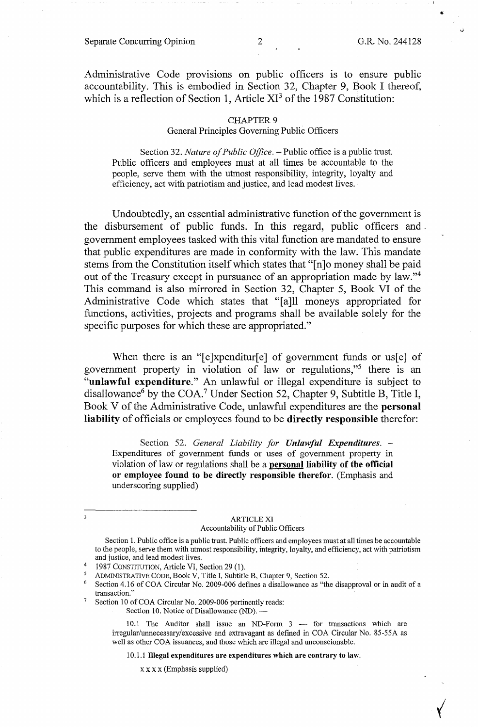Administrative Code provisions on public officers is to ensure public accountability. This is embodied in Section 32, Chapter 9, Book I thereof, which is a reflection of Section 1, Article XI[3] of the 1987 Constitution:

> CHAPTER 9
> General Principles Governing Public Officers
>
> Section 32. *Nature of Public Office.* – Public office is a public trust. Public officers and employees must at all times be accountable to the people, serve them with the utmost responsibility, integrity, loyalty and efficiency, act with patriotism and justice, and lead modest lives.

Undoubtedly, an essential administrative function of the government is the disbursement of public funds. In this regard, public officers and government employees tasked with this vital function are mandated to ensure that public expenditures are made in conformity with the law. This mandate stems from the Constitution itself which states that "[n]o money shall be paid out of the Treasury except in pursuance of an appropriation made by law."[4] This command is also mirrored in Section 32, Chapter 5, Book VI of the Administrative Code which states that "[a]ll moneys appropriated for functions, activities, projects and programs shall be available solely for the specific purposes for which these are appropriated."

When there is an "[e]xpenditur[e] of government funds or us[e] of government property in violation of law or regulations,"[5] there is an "**unlawful expenditure**." An unlawful or illegal expenditure is subject to disallowance[6] by the COA.[7] Under Section 52, Chapter 9, Subtitle B, Title I, Book V of the Administrative Code, unlawful expenditures are the **personal liability** of officials or employees found to be **directly responsible** therefor:

> Section 52. *General Liability for **Unlawful Expenditures**.* – Expenditures of government funds or uses of government property in violation of law or regulations shall be a **personal liability of the official or employee found to be directly responsible therefor**. (Emphasis and underscoring supplied)

---

[3] ARTICLE XI
Accountability of Public Officers

Section 1. Public office is a public trust. Public officers and employees must at all times be accountable to the people, serve them with utmost responsibility, integrity, loyalty, and efficiency, act with patriotism and justice, and lead modest lives.

[4] 1987 CONSTITUTION, Article VI, Section 29 (1).

[5] ADMINISTRATIVE CODE, Book V, Title I, Subtitle B, Chapter 9, Section 52.

[6] Section 4.16 of COA Circular No. 2009-006 defines a disallowance as "the disapproval or in audit of a transaction."

[7] Section 10 of COA Circular No. 2009-006 pertinently reads:

Section 10. Notice of Disallowance (ND). —

10.1 The Auditor shall issue an ND-Form 3 — for transactions which are irregular/unnecessary/excessive and extravagant as defined in COA Circular No. 85-55A as well as other COA issuances, and those which are illegal and unconscionable.

**10.1.1 Illegal expenditures are expenditures which are contrary to law.**

x x x x (Emphasis supplied)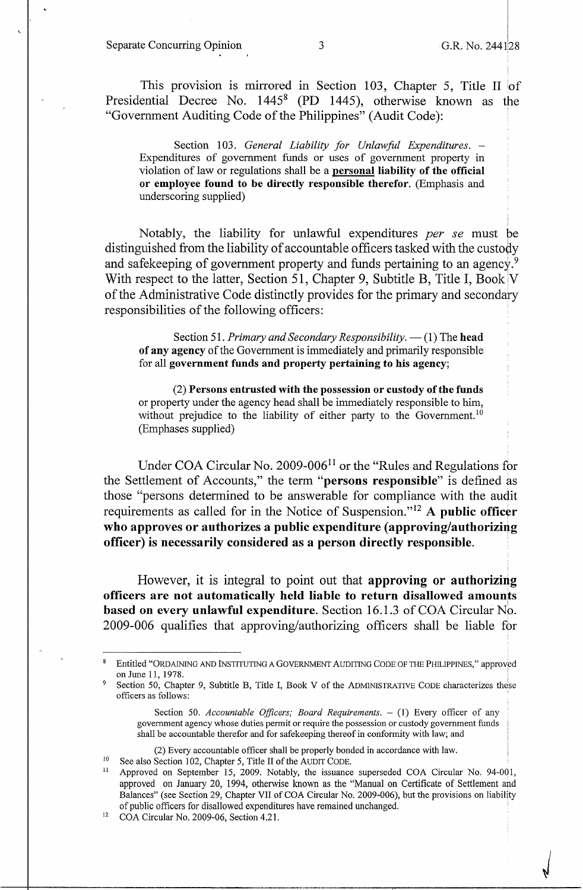This provision is mirrored in Section 103, Chapter 5, Title II of Presidential Decree No. 1445[8] (PD 1445), otherwise known as the "Government Auditing Code of the Philippines" (Audit Code):

> Section 103. *General Liability for Unlawful Expenditures.* – Expenditures of government funds or uses of government property in violation of law or regulations shall be a **personal liability of the official or employee found to be directly responsible therefor.** (Emphasis and underscoring supplied)

Notably, the liability for unlawful expenditures *per se* must be distinguished from the liability of accountable officers tasked with the custody and safekeeping of government property and funds pertaining to an agency.[9] With respect to the latter, Section 51, Chapter 9, Subtitle B, Title I, Book V of the Administrative Code distinctly provides for the primary and secondary responsibilities of the following officers:

> Section 51. *Primary and Secondary Responsibility.* — (1) The **head of any agency** of the Government is immediately and primarily responsible for all **government funds and property pertaining to his agency**;
>
> (2) **Persons entrusted with the possession or custody of the funds** or property under the agency head shall be immediately responsible to him, without prejudice to the liability of either party to the Government.[10] (Emphases supplied)

Under COA Circular No. 2009-006[11] or the "Rules and Regulations for the Settlement of Accounts," the term "**persons responsible**" is defined as those "persons determined to be answerable for compliance with the audit requirements as called for in the Notice of Suspension."[12] **A public officer who approves or authorizes a public expenditure (approving/authorizing officer) is necessarily considered as a person directly responsible.**

However, it is integral to point out that **approving or authorizing officers are not automatically held liable to return disallowed amounts based on every unlawful expenditure.** Section 16.1.3 of COA Circular No. 2009-006 qualifies that approving/authorizing officers shall be liable for

---

[8] Entitled "ORDAINING AND INSTITUTING A GOVERNMENT AUDITING CODE OF THE PHILIPPINES," approved on June 11, 1978.

[9] Section 50, Chapter 9, Subtitle B, Title I, Book V of the ADMINISTRATIVE CODE characterizes these officers as follows:

> Section 50. *Accountable Officers; Board Requirements.* – (1) Every officer of any government agency whose duties permit or require the possession or custody government funds shall be accountable therefor and for safekeeping thereof in conformity with law; and
>
> (2) Every accountable officer shall be properly bonded in accordance with law.

[10] See also Section 102, Chapter 5, Title II of the AUDIT CODE.

[11] Approved on September 15, 2009. Notably, the issuance superseded COA Circular No. 94-001, approved on January 20, 1994, otherwise known as the "Manual on Certificate of Settlement and Balances" (see Section 29, Chapter VII of COA Circular No. 2009-006), but the provisions on liability of public officers for disallowed expenditures have remained unchanged.

[12] COA Circular No. 2009-06, Section 4.21.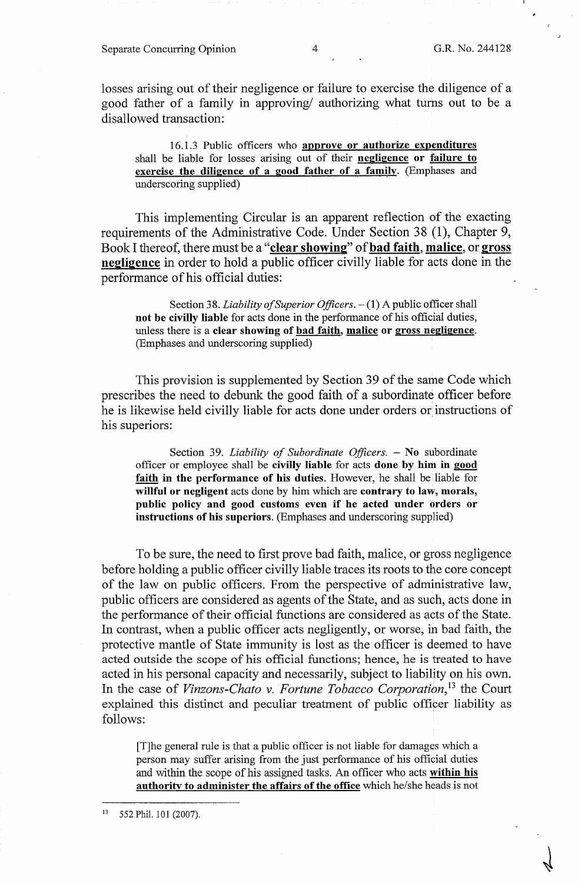losses arising out of their negligence or failure to exercise the diligence of a good father of a family in approving/ authorizing what turns out to be a disallowed transaction:

> 16.1.3 Public officers who **approve or authorize expenditures** shall be liable for losses arising out of their **negligence** or **failure to exercise the diligence of a good father of a family**. (Emphases and underscoring supplied)

This implementing Circular is an apparent reflection of the exacting requirements of the Administrative Code. Under Section 38 (1), Chapter 9, Book I thereof, there must be a "**clear showing**" of **bad faith**, **malice**, or **gross negligence** in order to hold a public officer civilly liable for acts done in the performance of his official duties:

> Section 38. *Liability of Superior Officers*. – (1) A public officer shall **not be civilly liable** for acts done in the performance of his official duties, unless there is a **clear showing of bad faith, malice or gross negligence**. (Emphases and underscoring supplied)

This provision is supplemented by Section 39 of the same Code which prescribes the need to debunk the good faith of a subordinate officer before he is likewise held civilly liable for acts done under orders or instructions of his superiors:

> Section 39. *Liability of Subordinate Officers*. – **No** subordinate officer or employee shall be **civilly liable** for acts **done by him in good faith in the performance of his duties**. However, he shall be liable for **willful or negligent** acts done by him which are **contrary to law, morals, public policy and good customs even if he acted under orders or instructions of his superiors**. (Emphases and underscoring supplied)

To be sure, the need to first prove bad faith, malice, or gross negligence before holding a public officer civilly liable traces its roots to the core concept of the law on public officers. From the perspective of administrative law, public officers are considered as agents of the State, and as such, acts done in the performance of their official functions are considered as acts of the State. In contrast, when a public officer acts negligently, or worse, in bad faith, the protective mantle of State immunity is lost as the officer is deemed to have acted outside the scope of his official functions; hence, he is treated to have acted in his personal capacity and necessarily, subject to liability on his own. In the case of *Vinzons-Chato v. Fortune Tobacco Corporation*,[13] the Court explained this distinct and peculiar treatment of public officer liability as follows:

> [T]he general rule is that a public officer is not liable for damages which a person may suffer arising from the just performance of his official duties and within the scope of his assigned tasks. An officer who acts **within his authority to administer the affairs of the office** which he/she heads is not

---

[13] 552 Phil. 101 (2007).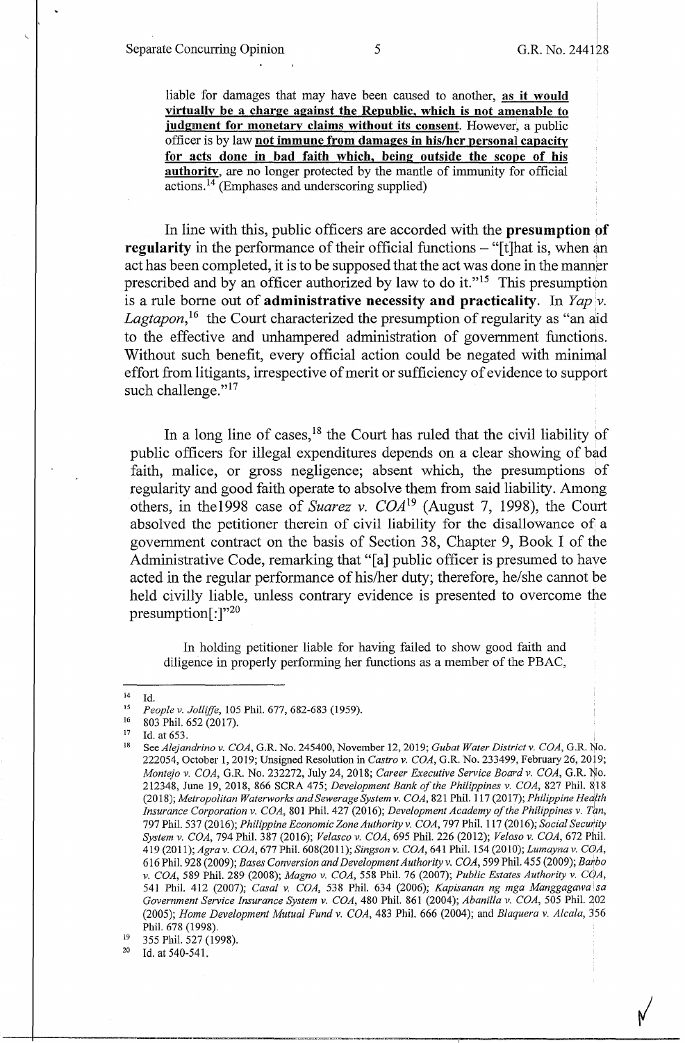liable for damages that may have been caused to another, **as it would virtually be a charge against the Republic, which is not amenable to judgment for monetary claims without its consent**. However, a public officer is by law **not immune from damages in his/her personal capacity for acts done in bad faith which, being outside the scope of his authority**, are no longer protected by the mantle of immunity for official actions.[14] (Emphases and underscoring supplied)

In line with this, public officers are accorded with the **presumption of regularity** in the performance of their official functions – "[t]hat is, when an act has been completed, it is to be supposed that the act was done in the manner prescribed and by an officer authorized by law to do it."[15] This presumption is a rule borne out of **administrative necessity and practicality**. In *Yap v. Lagtapon*,[16] the Court characterized the presumption of regularity as "an aid to the effective and unhampered administration of government functions. Without such benefit, every official action could be negated with minimal effort from litigants, irrespective of merit or sufficiency of evidence to support such challenge."[17]

In a long line of cases,[18] the Court has ruled that the civil liability of public officers for illegal expenditures depends on a clear showing of bad faith, malice, or gross negligence; absent which, the presumptions of regularity and good faith operate to absolve them from said liability. Among others, in the1998 case of *Suarez v. COA*[19] (August 7, 1998), the Court absolved the petitioner therein of civil liability for the disallowance of a government contract on the basis of Section 38, Chapter 9, Book I of the Administrative Code, remarking that "[a] public officer is presumed to have acted in the regular performance of his/her duty; therefore, he/she cannot be held civilly liable, unless contrary evidence is presented to overcome the presumption[:]"[20]

In holding petitioner liable for having failed to show good faith and diligence in properly performing her functions as a member of the PBAC,

---

[14] Id.

[15] *People v. Jolliffe*, 105 Phil. 677, 682-683 (1959).

[16] 803 Phil. 652 (2017).

[17] Id. at 653.

[18] See *Alejandrino v. COA*, G.R. No. 245400, November 12, 2019; *Gubat Water District v. COA*, G.R. No. 222054, October 1, 2019; Unsigned Resolution in *Castro v. COA*, G.R. No. 233499, February 26, 2019; *Montejo v. COA*, G.R. No. 232272, July 24, 2018; *Career Executive Service Board v. COA*, G.R. No. 212348, June 19, 2018, 866 SCRA 475; *Development Bank of the Philippines v. COA*, 827 Phil. 818 (2018); *Metropolitan Waterworks and Sewerage System v. COA*, 821 Phil. 117 (2017); *Philippine Health Insurance Corporation v. COA*, 801 Phil. 427 (2016); *Development Academy of the Philippines v. Tan*, 797 Phil. 537 (2016); *Philippine Economic Zone Authority v. COA*, 797 Phil. 117 (2016); *Social Security System v. COA*, 794 Phil. 387 (2016); *Velasco v. COA*, 695 Phil. 226 (2012); *Veloso v. COA*, 672 Phil. 419 (2011); *Agra v. COA*, 677 Phil. 608(2011); *Singson v. COA*, 641 Phil. 154 (2010); *Lumayna v. COA*, 616 Phil. 928 (2009); *Bases Conversion and Development Authority v. COA*, 599 Phil. 455 (2009); *Barbo v. COA*, 589 Phil. 289 (2008); *Magno v. COA*, 558 Phil. 76 (2007); *Public Estates Authority v. COA*, 541 Phil. 412 (2007); *Casal v. COA*, 538 Phil. 634 (2006); *Kapisanan ng mga Manggagawa sa Government Service Insurance System v. COA*, 480 Phil. 861 (2004); *Abanilla v. COA*, 505 Phil. 202 (2005); *Home Development Mutual Fund v. COA*, 483 Phil. 666 (2004); and *Blaquera v. Alcala*, 356 Phil. 678 (1998).

[19] 355 Phil. 527 (1998).

[20] Id. at 540-541.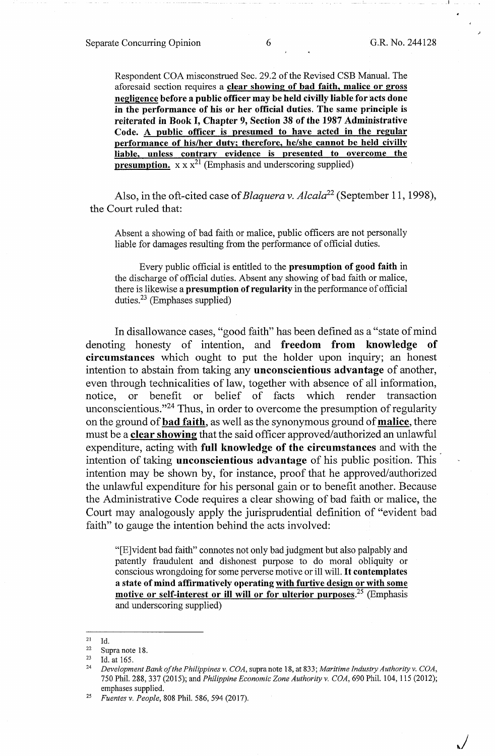> Respondent COA misconstrued Sec. 29.2 of the Revised CSB Manual. The aforesaid section requires a **clear showing of bad faith, malice or gross negligence** before a public officer may be held civilly liable for acts done in the performance of his or her official duties. The same principle is reiterated in Book I, Chapter 9, Section 38 of the 1987 Administrative Code. **A public officer is presumed to have acted in the regular performance of his/her duty; therefore, he/she cannot be held civilly liable, unless contrary evidence is presented to overcome the presumption.** x x x[21] (Emphasis and underscoring supplied)

Also, in the oft-cited case of *Blaquera v. Alcala*[22] (September 11, 1998), the Court ruled that:

> Absent a showing of bad faith or malice, public officers are not personally liable for damages resulting from the performance of official duties.
>
> Every public official is entitled to the **presumption of good faith** in the discharge of official duties. Absent any showing of bad faith or malice, there is likewise a **presumption of regularity** in the performance of official duties.[23] (Emphases supplied)

In disallowance cases, "good faith" has been defined as a "state of mind denoting honesty of intention, and **freedom from knowledge of circumstances** which ought to put the holder upon inquiry; an honest intention to abstain from taking any **unconscientious advantage** of another, even through technicalities of law, together with absence of all information, notice, or benefit or belief of facts which render transaction unconscientious."[24] Thus, in order to overcome the presumption of regularity on the ground of **bad faith**, as well as the synonymous ground of **malice**, there must be a **clear showing** that the said officer approved/authorized an unlawful expenditure, acting with **full knowledge of the circumstances** and with the intention of taking **unconscientious advantage** of his public position. This intention may be shown by, for instance, proof that he approved/authorized the unlawful expenditure for his personal gain or to benefit another. Because the Administrative Code requires a clear showing of bad faith or malice, the Court may analogously apply the jurisprudential definition of "evident bad faith" to gauge the intention behind the acts involved:

> "[E]vident bad faith" connotes not only bad judgment but also palpably and patently fraudulent and dishonest purpose to do moral obliquity or conscious wrongdoing for some perverse motive or ill will. **It contemplates a state of mind affirmatively operating with furtive design or with some motive or self-interest or ill will or for ulterior purposes**.[25] (Emphasis and underscoring supplied)

---

[21] Id.

[22] Supra note 18.

[23] Id. at 165.

[24] *Development Bank of the Philippines v. COA*, supra note 18, at 833; *Maritime Industry Authority v. COA*, 750 Phil. 288, 337 (2015); and *Philippine Economic Zone Authority v. COA*, 690 Phil. 104, 115 (2012); emphases supplied.

[25] *Fuentes v. People*, 808 Phil. 586, 594 (2017).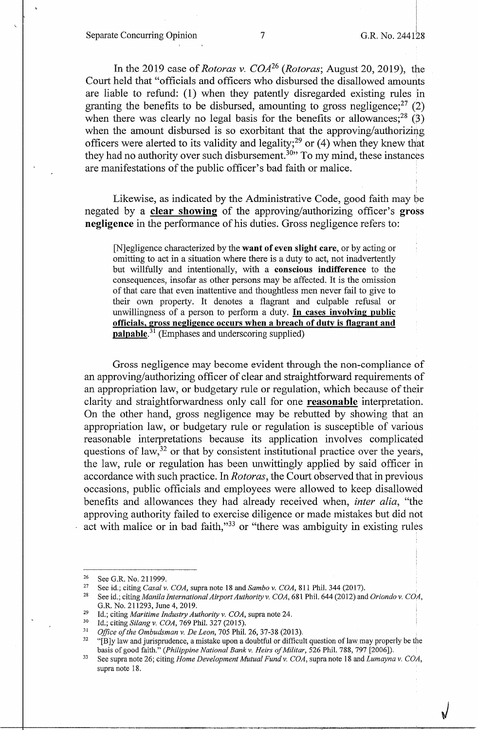In the 2019 case of *Rotoras v. COA*[26] (*Rotoras*; August 20, 2019), the Court held that "officials and officers who disbursed the disallowed amounts are liable to refund: (1) when they patently disregarded existing rules in granting the benefits to be disbursed, amounting to gross negligence;[27] (2) when there was clearly no legal basis for the benefits or allowances;[28] (3) when the amount disbursed is so exorbitant that the approving/authorizing officers were alerted to its validity and legality;[29] or (4) when they knew that they had no authority over such disbursement.[30]" To my mind, these instances are manifestations of the public officer's bad faith or malice.

Likewise, as indicated by the Administrative Code, good faith may be negated by a **<u>clear showing</u>** of the approving/authorizing officer's **gross negligence** in the performance of his duties. Gross negligence refers to:

> [N]egligence characterized by the **want of even slight care**, or by acting or omitting to act in a situation where there is a duty to act, not inadvertently but willfully and intentionally, with a **conscious indifference** to the consequences, insofar as other persons may be affected. It is the omission of that care that even inattentive and thoughtless men never fail to give to their own property. It denotes a flagrant and culpable refusal or unwillingness of a person to perform a duty. **<u>In cases involving public officials, gross negligence occurs when a breach of duty is flagrant and palpable</u>**.[31] (Emphases and underscoring supplied)

Gross negligence may become evident through the non-compliance of an approving/authorizing officer of clear and straightforward requirements of an appropriation law, or budgetary rule or regulation, which because of their clarity and straightforwardness only call for one **<u>reasonable</u>** interpretation. On the other hand, gross negligence may be rebutted by showing that an appropriation law, or budgetary rule or regulation is susceptible of various reasonable interpretations because its application involves complicated questions of law,[32] or that by consistent institutional practice over the years, the law, rule or regulation has been unwittingly applied by said officer in accordance with such practice. In *Rotoras*, the Court observed that in previous occasions, public officials and employees were allowed to keep disallowed benefits and allowances they had already received when, *inter alia*, "the approving authority failed to exercise diligence or made mistakes but did not act with malice or in bad faith,"[33] or "there was ambiguity in existing rules

---

[26] See G.R. No. 211999.

[27] See id.; citing *Casal v. COA*, supra note 18 and *Sambo v. COA*, 811 Phil. 344 (2017).

[28] See id.; citing *Manila International Airport Authority v. COA*, 681 Phil. 644 (2012) and *Oriondo v. COA*, G.R. No. 211293, June 4, 2019.

[29] Id.; citing *Maritime Industry Authority v. COA*, supra note 24.

[30] Id.; citing *Silang v. COA*, 769 Phil. 327 (2015).

[31] *Office of the Ombudsman v. De Leon*, 705 Phil. 26, 37-38 (2013).

[32] "[B]y law and jurisprudence, a mistake upon a doubtful or difficult question of law may properly be the basis of good faith." (*Philippine National Bank v. Heirs of Militar*, 526 Phil. 788, 797 [2006]).

[33] See supra note 26; citing *Home Development Mutual Fund v. COA*, supra note 18 and *Lumayna v. COA*, supra note 18.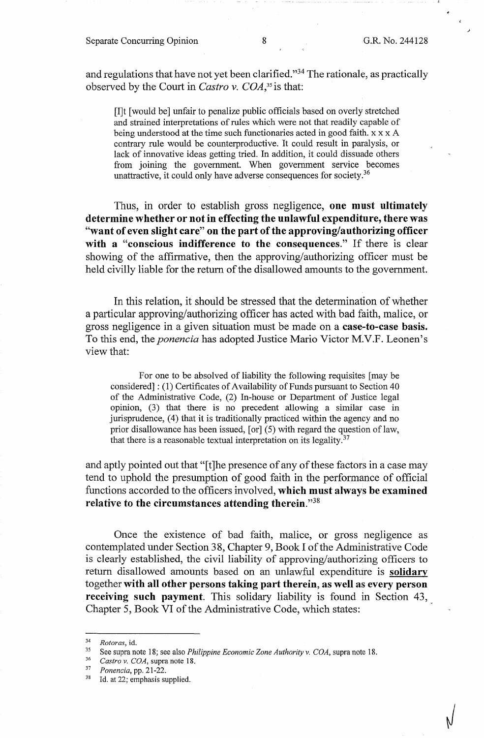and regulations that have not yet been clarified."[34] The rationale, as practically observed by the Court in *Castro v. COA*,[35] is that:

> [I]t [would be] unfair to penalize public officials based on overly stretched and strained interpretations of rules which were not that readily capable of being understood at the time such functionaries acted in good faith. x x x A contrary rule would be counterproductive. It could result in paralysis, or lack of innovative ideas getting tried. In addition, it could dissuade others from joining the government. When government service becomes unattractive, it could only have adverse consequences for society.[36]

Thus, in order to establish gross negligence, **one must ultimately determine whether or not in effecting the unlawful expenditure, there was "want of even slight care" on the part of the approving/authorizing officer with a "conscious indifference to the consequences."** If there is clear showing of the affirmative, then the approving/authorizing officer must be held civilly liable for the return of the disallowed amounts to the government.

In this relation, it should be stressed that the determination of whether a particular approving/authorizing officer has acted with bad faith, malice, or gross negligence in a given situation must be made on a **case-to-case basis.** To this end, the *ponencia* has adopted Justice Mario Victor M.V.F. Leonen's view that:

> For one to be absolved of liability the following requisites [may be considered] : (1) Certificates of Availability of Funds pursuant to Section 40 of the Administrative Code, (2) In-house or Department of Justice legal opinion, (3) that there is no precedent allowing a similar case in jurisprudence, (4) that it is traditionally practiced within the agency and no prior disallowance has been issued, [or] (5) with regard the question of law, that there is a reasonable textual interpretation on its legality.[37]

and aptly pointed out that "[t]he presence of any of these factors in a case may tend to uphold the presumption of good faith in the performance of official functions accorded to the officers involved, **which must always be examined relative to the circumstances attending therein.**"[38]

Once the existence of bad faith, malice, or gross negligence as contemplated under Section 38, Chapter 9, Book I of the Administrative Code is clearly established, the civil liability of approving/authorizing officers to return disallowed amounts based on an unlawful expenditure is **<u>solidary</u>** together **with all other persons taking part therein, as well as every person receiving such payment**. This solidary liability is found in Section 43, Chapter 5, Book VI of the Administrative Code, which states:

---

[34] *Rotoras*, id.

[35] See supra note 18; see also *Philippine Economic Zone Authority v. COA*, supra note 18.

[36] *Castro v. COA*, supra note 18.

[37] *Ponencia*, pp. 21-22.

[38] Id. at 22; emphasis supplied.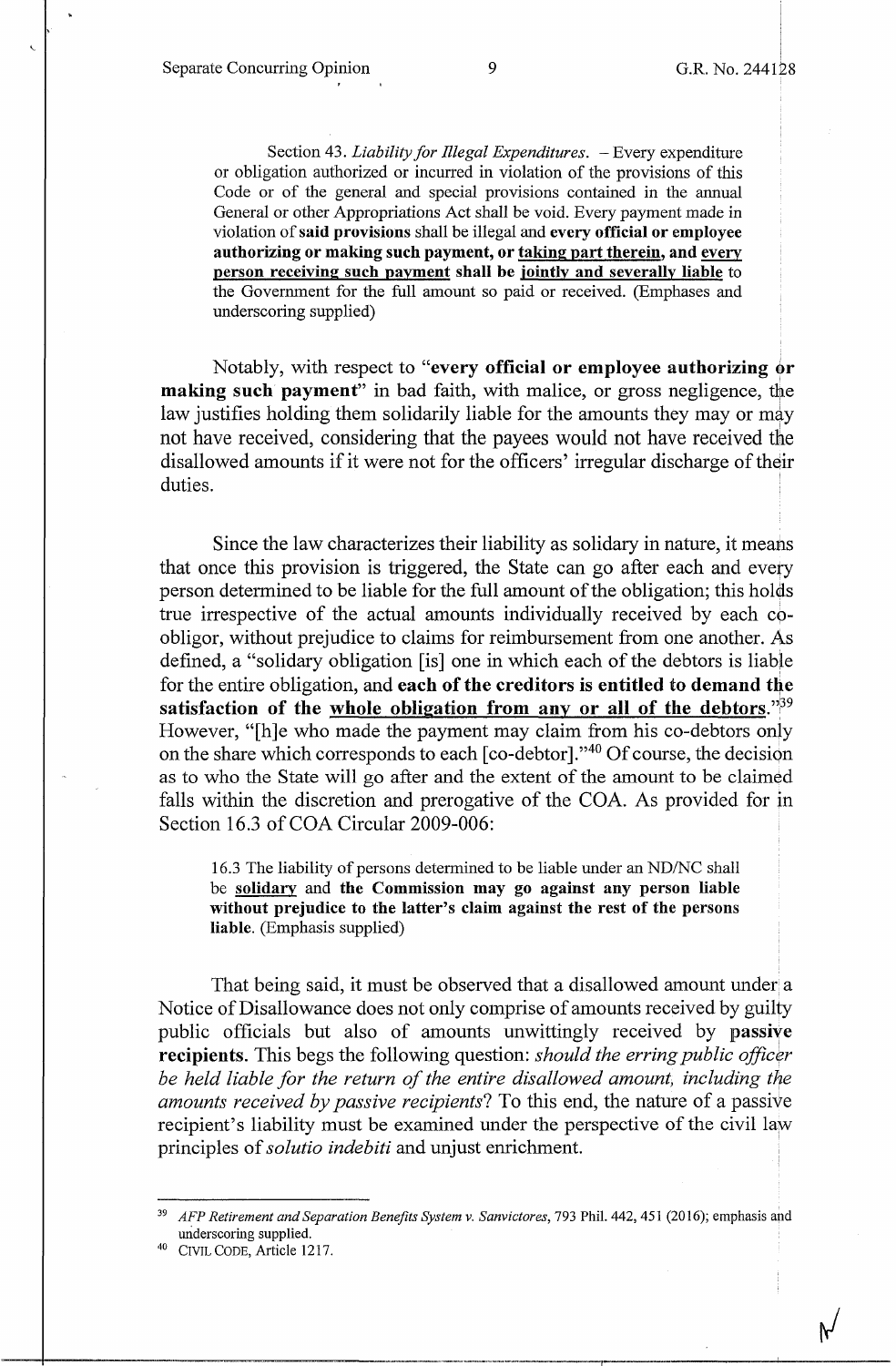> Section 43. *Liability for Illegal Expenditures.* – Every expenditure or obligation authorized or incurred in violation of the provisions of this Code or of the general and special provisions contained in the annual General or other Appropriations Act shall be void. Every payment made in violation of **said provisions** shall be illegal and **every official or employee authorizing or making such payment, or <u>taking part therein</u>, and <u>every person receiving such payment</u> shall be <u>jointly and severally liable</u>** to the Government for the full amount so paid or received. (Emphases and underscoring supplied)

Notably, with respect to "**every official or employee authorizing or making such payment**" in bad faith, with malice, or gross negligence, the law justifies holding them solidarily liable for the amounts they may or may not have received, considering that the payees would not have received the disallowed amounts if it were not for the officers' irregular discharge of their duties.

Since the law characterizes their liability as solidary in nature, it means that once this provision is triggered, the State can go after each and every person determined to be liable for the full amount of the obligation; this holds true irrespective of the actual amounts individually received by each co-obligor, without prejudice to claims for reimbursement from one another. As defined, a "solidary obligation [is] one in which each of the debtors is liable for the entire obligation, and **each of the creditors is entitled to demand the satisfaction of the <u>whole obligation from any or all of the debtors</u>**."[39] However, "[h]e who made the payment may claim from his co-debtors only on the share which corresponds to each [co-debtor]."[40] Of course, the decision as to who the State will go after and the extent of the amount to be claimed falls within the discretion and prerogative of the COA. As provided for in Section 16.3 of COA Circular 2009-006:

> 16.3 The liability of persons determined to be liable under an ND/NC shall be <u>**solidary**</u> and **the Commission may go against any person liable without prejudice to the latter's claim against the rest of the persons liable.** (Emphasis supplied)

That being said, it must be observed that a disallowed amount under a Notice of Disallowance does not only comprise of amounts received by guilty public officials but also of amounts unwittingly received by **passive recipients.** This begs the following question: *should the erring public officer be held liable for the return of the entire disallowed amount, including the amounts received by passive recipients*? To this end, the nature of a passive recipient's liability must be examined under the perspective of the civil law principles of *solutio indebiti* and unjust enrichment.

---

[39] *AFP Retirement and Separation Benefits System v. Sanvictores*, 793 Phil. 442, 451 (2016); emphasis and underscoring supplied.

[40] CIVIL CODE, Article 1217.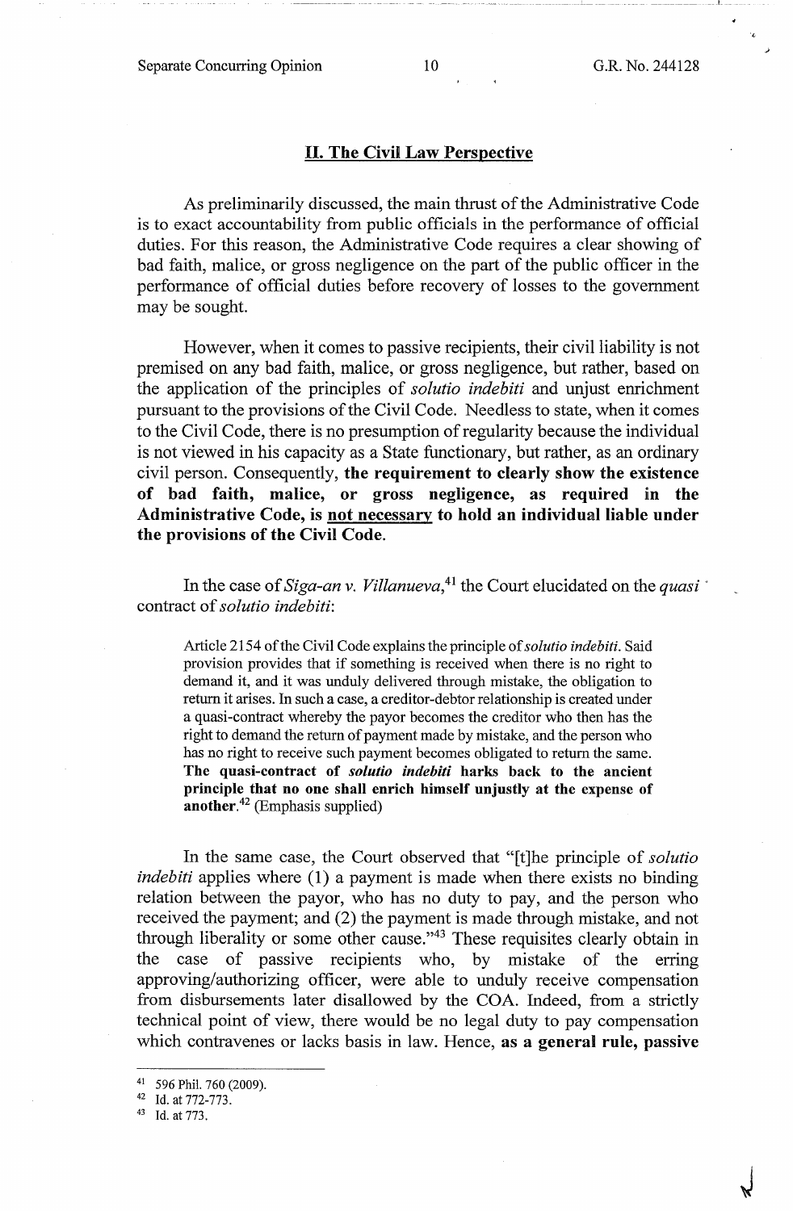## II. The Civil Law Perspective

As preliminarily discussed, the main thrust of the Administrative Code is to exact accountability from public officials in the performance of official duties. For this reason, the Administrative Code requires a clear showing of bad faith, malice, or gross negligence on the part of the public officer in the performance of official duties before recovery of losses to the government may be sought.

However, when it comes to passive recipients, their civil liability is not premised on any bad faith, malice, or gross negligence, but rather, based on the application of the principles of *solutio indebiti* and unjust enrichment pursuant to the provisions of the Civil Code. Needless to state, when it comes to the Civil Code, there is no presumption of regularity because the individual is not viewed in his capacity as a State functionary, but rather, as an ordinary civil person. Consequently, **the requirement to clearly show the existence of bad faith, malice, or gross negligence, as required in the Administrative Code, is <u>not necessary</u> to hold an individual liable under the provisions of the Civil Code.**

In the case of *Siga-an v. Villanueva*,[41] the Court elucidated on the *quasi* contract of *solutio indebiti*:

> Article 2154 of the Civil Code explains the principle of *solutio indebiti*. Said provision provides that if something is received when there is no right to demand it, and it was unduly delivered through mistake, the obligation to return it arises. In such a case, a creditor-debtor relationship is created under a quasi-contract whereby the payor becomes the creditor who then has the right to demand the return of payment made by mistake, and the person who has no right to receive such payment becomes obligated to return the same. **The quasi-contract of *solutio indebiti* harks back to the ancient principle that no one shall enrich himself unjustly at the expense of another.**[42] (Emphasis supplied)

In the same case, the Court observed that "[t]he principle of *solutio indebiti* applies where (1) a payment is made when there exists no binding relation between the payor, who has no duty to pay, and the person who received the payment; and (2) the payment is made through mistake, and not through liberality or some other cause."[43] These requisites clearly obtain in the case of passive recipients who, by mistake of the erring approving/authorizing officer, were able to unduly receive compensation from disbursements later disallowed by the COA. Indeed, from a strictly technical point of view, there would be no legal duty to pay compensation which contravenes or lacks basis in law. Hence, **as a general rule, passive**

---

[41] 596 Phil. 760 (2009).

[42] Id. at 772-773.

[43] Id. at 773.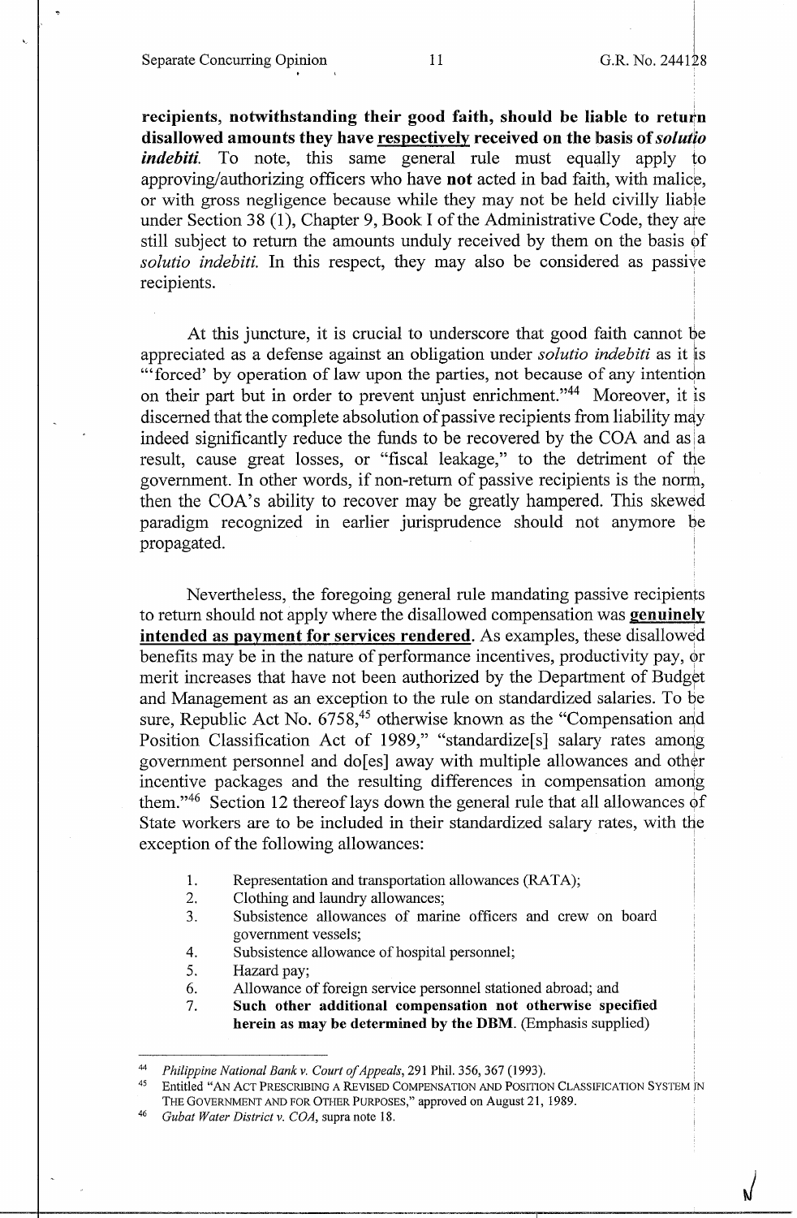**recipients, notwithstanding their good faith, should be liable to return disallowed amounts they have respectively received on the basis of *solutio indebiti*.** To note, this same general rule must equally apply to approving/authorizing officers who have **not** acted in bad faith, with malice, or with gross negligence because while they may not be held civilly liable under Section 38 (1), Chapter 9, Book I of the Administrative Code, they are still subject to return the amounts unduly received by them on the basis of *solutio indebiti*. In this respect, they may also be considered as passive recipients.

At this juncture, it is crucial to underscore that good faith cannot be appreciated as a defense against an obligation under *solutio indebiti* as it is "'forced' by operation of law upon the parties, not because of any intention on their part but in order to prevent unjust enrichment."[44] Moreover, it is discerned that the complete absolution of passive recipients from liability may indeed significantly reduce the funds to be recovered by the COA and as a result, cause great losses, or "fiscal leakage," to the detriment of the government. In other words, if non-return of passive recipients is the norm, then the COA's ability to recover may be greatly hampered. This skewed paradigm recognized in earlier jurisprudence should not anymore be propagated.

Nevertheless, the foregoing general rule mandating passive recipients to return should not apply where the disallowed compensation was **genuinely intended as payment for services rendered**. As examples, these disallowed benefits may be in the nature of performance incentives, productivity pay, or merit increases that have not been authorized by the Department of Budget and Management as an exception to the rule on standardized salaries. To be sure, Republic Act No. 6758,[45] otherwise known as the "Compensation and Position Classification Act of 1989," "standardize[s] salary rates among government personnel and do[es] away with multiple allowances and other incentive packages and the resulting differences in compensation among them."[46] Section 12 thereof lays down the general rule that all allowances of State workers are to be included in their standardized salary rates, with the exception of the following allowances:

1. Representation and transportation allowances (RATA);
2. Clothing and laundry allowances;
3. Subsistence allowances of marine officers and crew on board government vessels;
4. Subsistence allowance of hospital personnel;
5. Hazard pay;
6. Allowance of foreign service personnel stationed abroad; and
7. **Such other additional compensation not otherwise specified herein as may be determined by the DBM.** (Emphasis supplied)

---

[44] *Philippine National Bank v. Court of Appeals*, 291 Phil. 356, 367 (1993).

[45] Entitled "AN ACT PRESCRIBING A REVISED COMPENSATION AND POSITION CLASSIFICATION SYSTEM IN THE GOVERNMENT AND FOR OTHER PURPOSES," approved on August 21, 1989.

[46] *Gubat Water District v. COA*, supra note 18.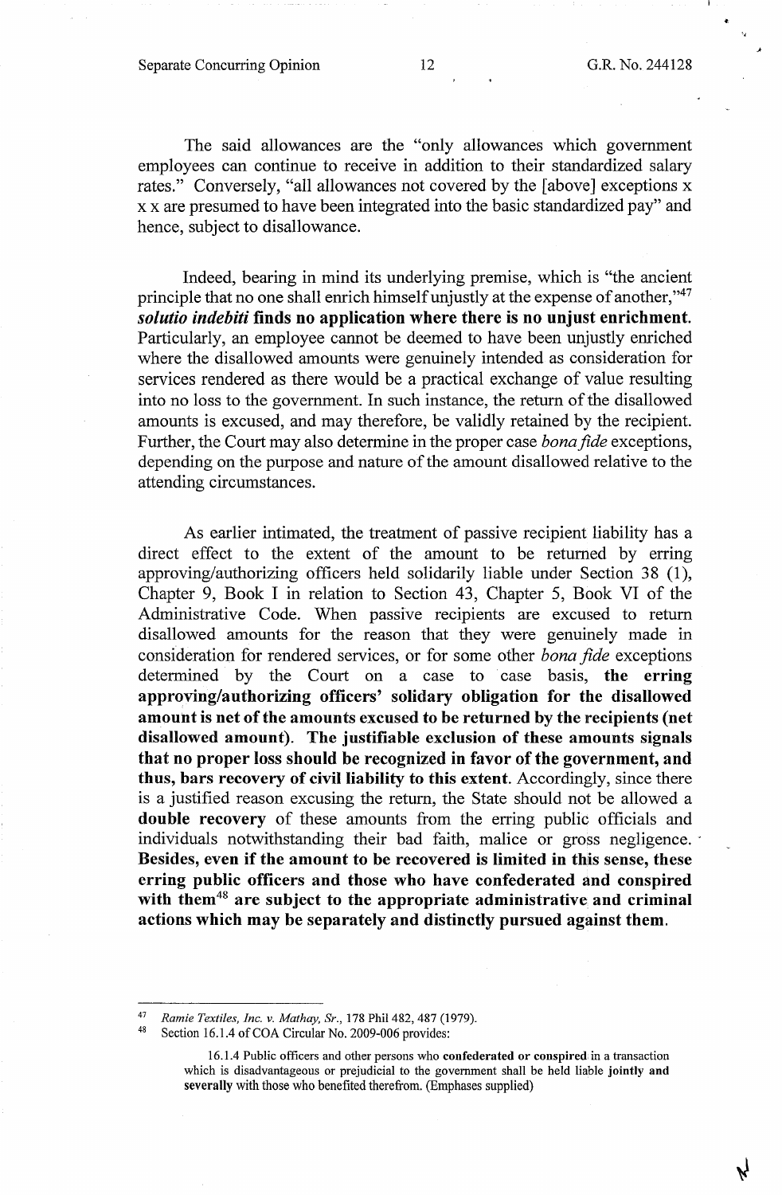The said allowances are the "only allowances which government employees can continue to receive in addition to their standardized salary rates." Conversely, "all allowances not covered by the [above] exceptions x x x are presumed to have been integrated into the basic standardized pay" and hence, subject to disallowance.

Indeed, bearing in mind its underlying premise, which is "the ancient principle that no one shall enrich himself unjustly at the expense of another,"[47] ***solutio indebiti* finds no application where there is no unjust enrichment.** Particularly, an employee cannot be deemed to have been unjustly enriched where the disallowed amounts were genuinely intended as consideration for services rendered as there would be a practical exchange of value resulting into no loss to the government. In such instance, the return of the disallowed amounts is excused, and may therefore, be validly retained by the recipient. Further, the Court may also determine in the proper case *bona fide* exceptions, depending on the purpose and nature of the amount disallowed relative to the attending circumstances.

As earlier intimated, the treatment of passive recipient liability has a direct effect to the extent of the amount to be returned by erring approving/authorizing officers held solidarily liable under Section 38 (1), Chapter 9, Book I in relation to Section 43, Chapter 5, Book VI of the Administrative Code. When passive recipients are excused to return disallowed amounts for the reason that they were genuinely made in consideration for rendered services, or for some other *bona fide* exceptions determined by the Court on a case to case basis, **the erring approving/authorizing officers' solidary obligation for the disallowed amount is net of the amounts excused to be returned by the recipients (net disallowed amount). The justifiable exclusion of these amounts signals that no proper loss should be recognized in favor of the government, and thus, bars recovery of civil liability to this extent.** Accordingly, since there is a justified reason excusing the return, the State should not be allowed a **double recovery** of these amounts from the erring public officials and individuals notwithstanding their bad faith, malice or gross negligence. **Besides, even if the amount to be recovered is limited in this sense, these erring public officers and those who have confederated and conspired with them[48] are subject to the appropriate administrative and criminal actions which may be separately and distinctly pursued against them.**

---

[47] *Ramie Textiles, Inc. v. Mathay, Sr.*, 178 Phil 482, 487 (1979).

[48] Section 16.1.4 of COA Circular No. 2009-006 provides:

> 16.1.4 Public officers and other persons who **confederated or conspired** in a transaction which is disadvantageous or prejudicial to the government shall be held liable **jointly and severally** with those who benefited therefrom. (Emphases supplied)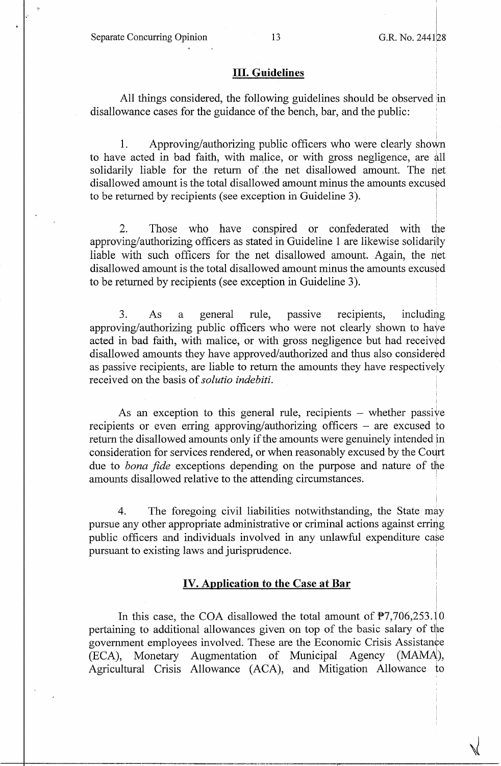## III. Guidelines

All things considered, the following guidelines should be observed in disallowance cases for the guidance of the bench, bar, and the public:

1. Approving/authorizing public officers who were clearly shown to have acted in bad faith, with malice, or with gross negligence, are all solidarily liable for the return of the net disallowed amount. The net disallowed amount is the total disallowed amount minus the amounts excused to be returned by recipients (see exception in Guideline 3).

2. Those who have conspired or confederated with the approving/authorizing officers as stated in Guideline 1 are likewise solidarily liable with such officers for the net disallowed amount. Again, the net disallowed amount is the total disallowed amount minus the amounts excused to be returned by recipients (see exception in Guideline 3).

3. As a general rule, passive recipients, including approving/authorizing public officers who were not clearly shown to have acted in bad faith, with malice, or with gross negligence but had received disallowed amounts they have approved/authorized and thus also considered as passive recipients, are liable to return the amounts they have respectively received on the basis of *solutio indebiti*.

As an exception to this general rule, recipients – whether passive recipients or even erring approving/authorizing officers – are excused to return the disallowed amounts only if the amounts were genuinely intended in consideration for services rendered, or when reasonably excused by the Court due to *bona fide* exceptions depending on the purpose and nature of the amounts disallowed relative to the attending circumstances.

4. The foregoing civil liabilities notwithstanding, the State may pursue any other appropriate administrative or criminal actions against erring public officers and individuals involved in any unlawful expenditure case pursuant to existing laws and jurisprudence.

## IV. Application to the Case at Bar

In this case, the COA disallowed the total amount of ₱7,706,253.10 pertaining to additional allowances given on top of the basic salary of the government employees involved. These are the Economic Crisis Assistance (ECA), Monetary Augmentation of Municipal Agency (MAMA), Agricultural Crisis Allowance (ACA), and Mitigation Allowance to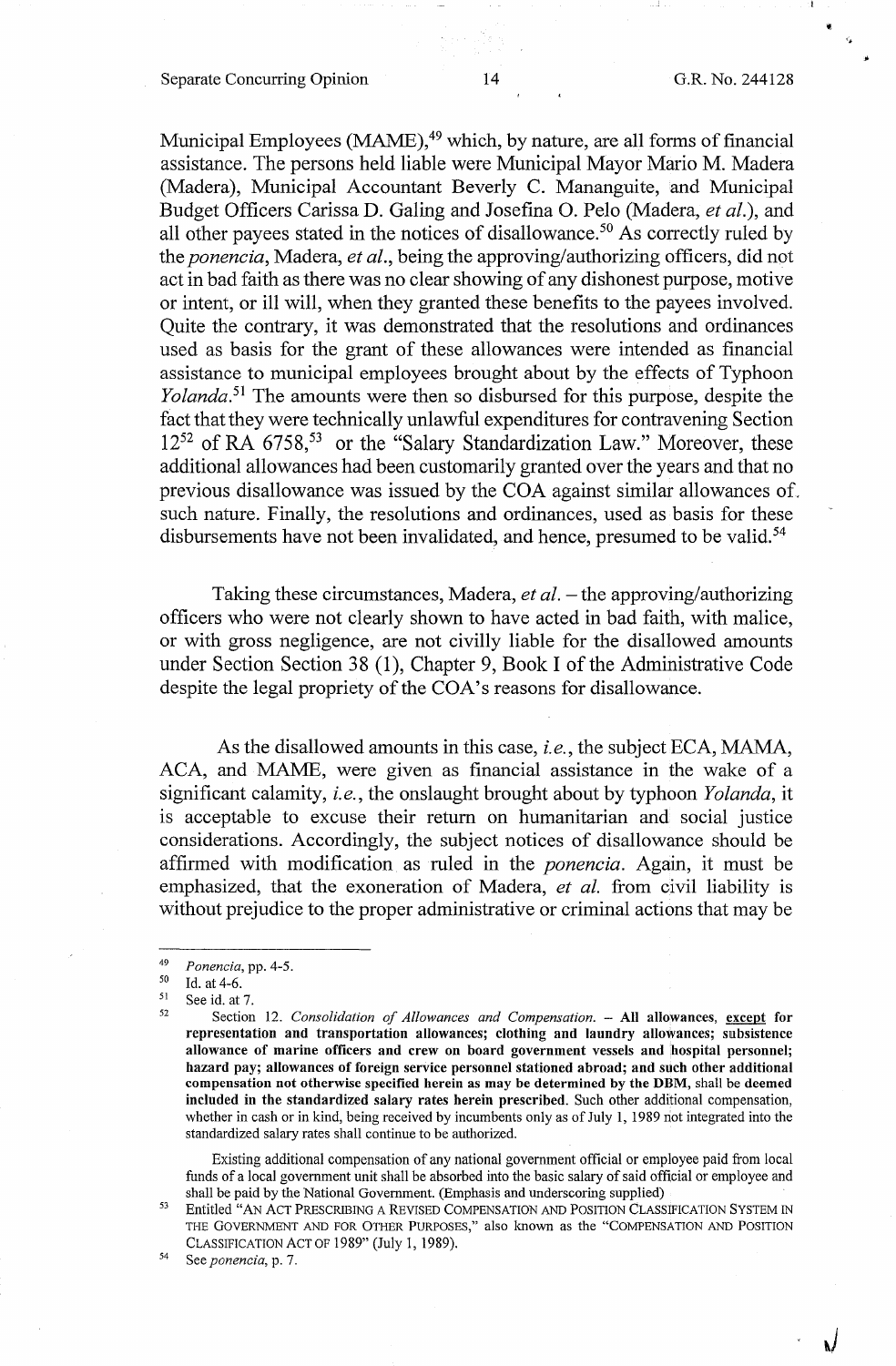Municipal Employees (MAME),[49] which, by nature, are all forms of financial assistance. The persons held liable were Municipal Mayor Mario M. Madera (Madera), Municipal Accountant Beverly C. Mananguite, and Municipal Budget Officers Carissa D. Galing and Josefina O. Pelo (Madera, *et al.*), and all other payees stated in the notices of disallowance.[50] As correctly ruled by the *ponencia*, Madera, *et al.*, being the approving/authorizing officers, did not act in bad faith as there was no clear showing of any dishonest purpose, motive or intent, or ill will, when they granted these benefits to the payees involved. Quite the contrary, it was demonstrated that the resolutions and ordinances used as basis for the grant of these allowances were intended as financial assistance to municipal employees brought about by the effects of Typhoon *Yolanda*.[51] The amounts were then so disbursed for this purpose, despite the fact that they were technically unlawful expenditures for contravening Section 12[52] of RA 6758,[53] or the "Salary Standardization Law." Moreover, these additional allowances had been customarily granted over the years and that no previous disallowance was issued by the COA against similar allowances of such nature. Finally, the resolutions and ordinances, used as basis for these disbursements have not been invalidated, and hence, presumed to be valid.[54]

Taking these circumstances, Madera, *et al.* – the approving/authorizing officers who were not clearly shown to have acted in bad faith, with malice, or with gross negligence, are not civilly liable for the disallowed amounts under Section Section 38 (1), Chapter 9, Book I of the Administrative Code despite the legal propriety of the COA's reasons for disallowance.

As the disallowed amounts in this case, *i.e.*, the subject ECA, MAMA, ACA, and MAME, were given as financial assistance in the wake of a significant calamity, *i.e.*, the onslaught brought about by typhoon *Yolanda*, it is acceptable to excuse their return on humanitarian and social justice considerations. Accordingly, the subject notices of disallowance should be affirmed with modification as ruled in the *ponencia*. Again, it must be emphasized, that the exoneration of Madera, *et al.* from civil liability is without prejudice to the proper administrative or criminal actions that may be

---

[49] *Ponencia*, pp. 4-5.

[50] Id. at 4-6.

[51] See id. at 7.

[52] Section 12. *Consolidation of Allowances and Compensation.* – **All allowances, <u>except</u> for representation and transportation allowances; clothing and laundry allowances; subsistence allowance of marine officers and crew on board government vessels and hospital personnel; hazard pay; allowances of foreign service personnel stationed abroad; and such other additional compensation not otherwise specified herein as may be determined by the DBM, shall be deemed included in the standardized salary rates herein prescribed.** Such other additional compensation, whether in cash or in kind, being received by incumbents only as of July 1, 1989 not integrated into the standardized salary rates shall continue to be authorized.

Existing additional compensation of any national government official or employee paid from local funds of a local government unit shall be absorbed into the basic salary of said official or employee and shall be paid by the National Government. (Emphasis and underscoring supplied)

[53] Entitled "AN ACT PRESCRIBING A REVISED COMPENSATION AND POSITION CLASSIFICATION SYSTEM IN THE GOVERNMENT AND FOR OTHER PURPOSES," also known as the "COMPENSATION AND POSITION CLASSIFICATION ACT OF 1989" (July 1, 1989).

[54] See *ponencia*, p. 7.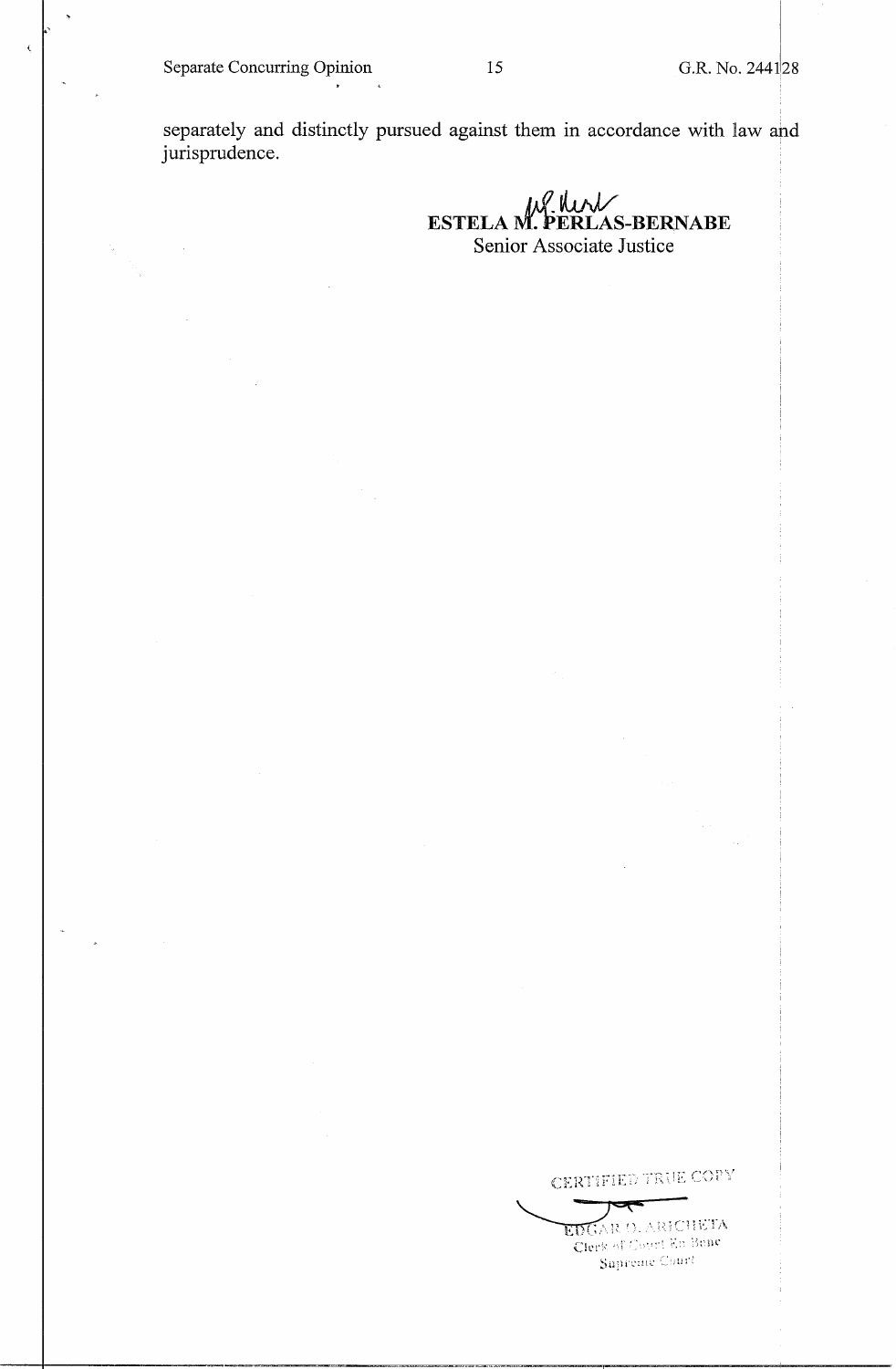separately and distinctly pursued against them in accordance with law and jurisprudence.

**ESTELA M. PERLAS-BERNABE**
Senior Associate Justice

CERTIFIED TRUE COPY

EDGAR O. ARICHETA
Clerk of Court En Banc
Supreme Court